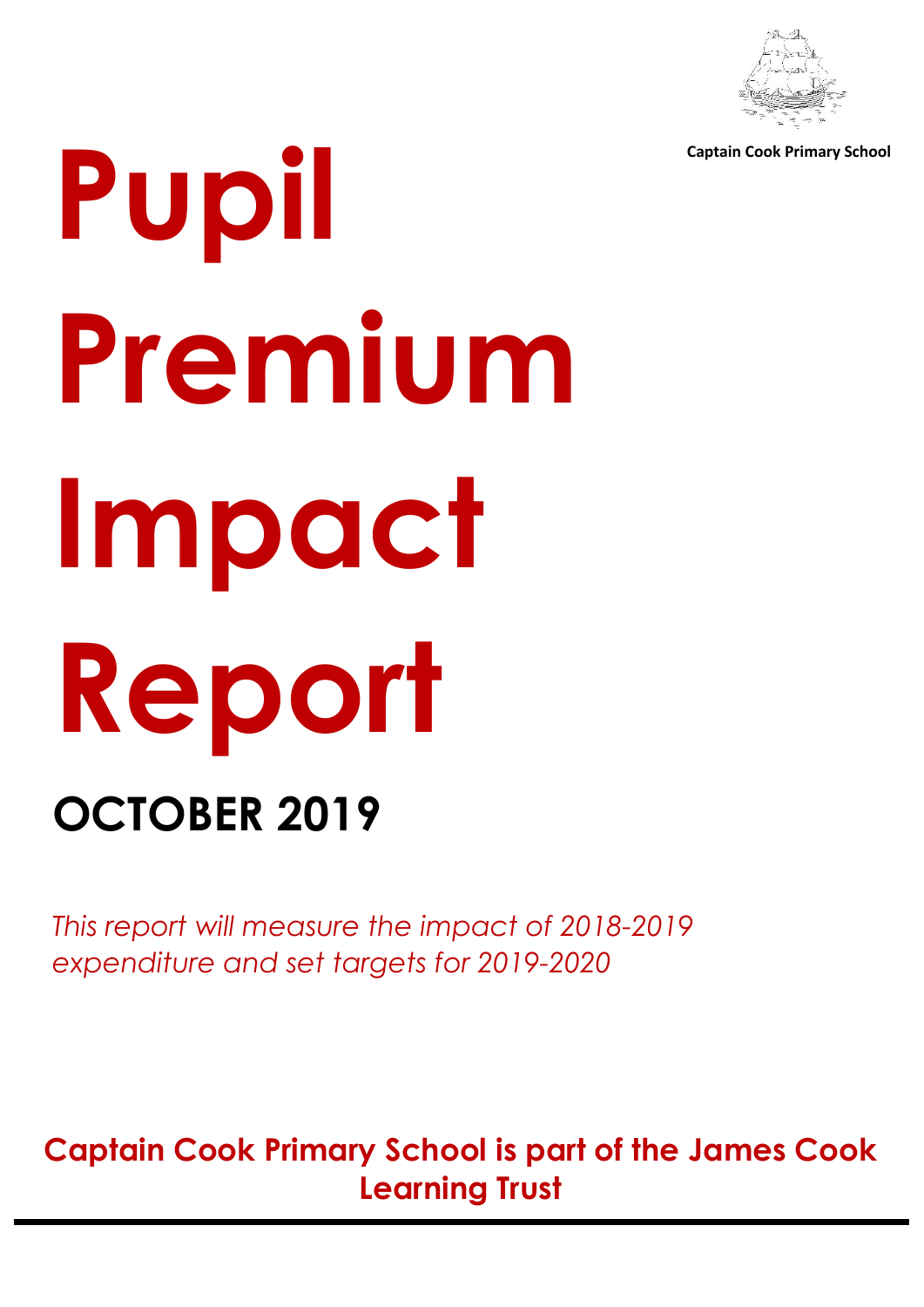Captain Cook Primary School

# Pupil Premium Impact Report

## OCTOBER 2019

*This report will measure the impact of 2018-2019 expenditure and set targets for 2019-2020*

**Captain Cook Primary School is part of the James Cook Learning Trust**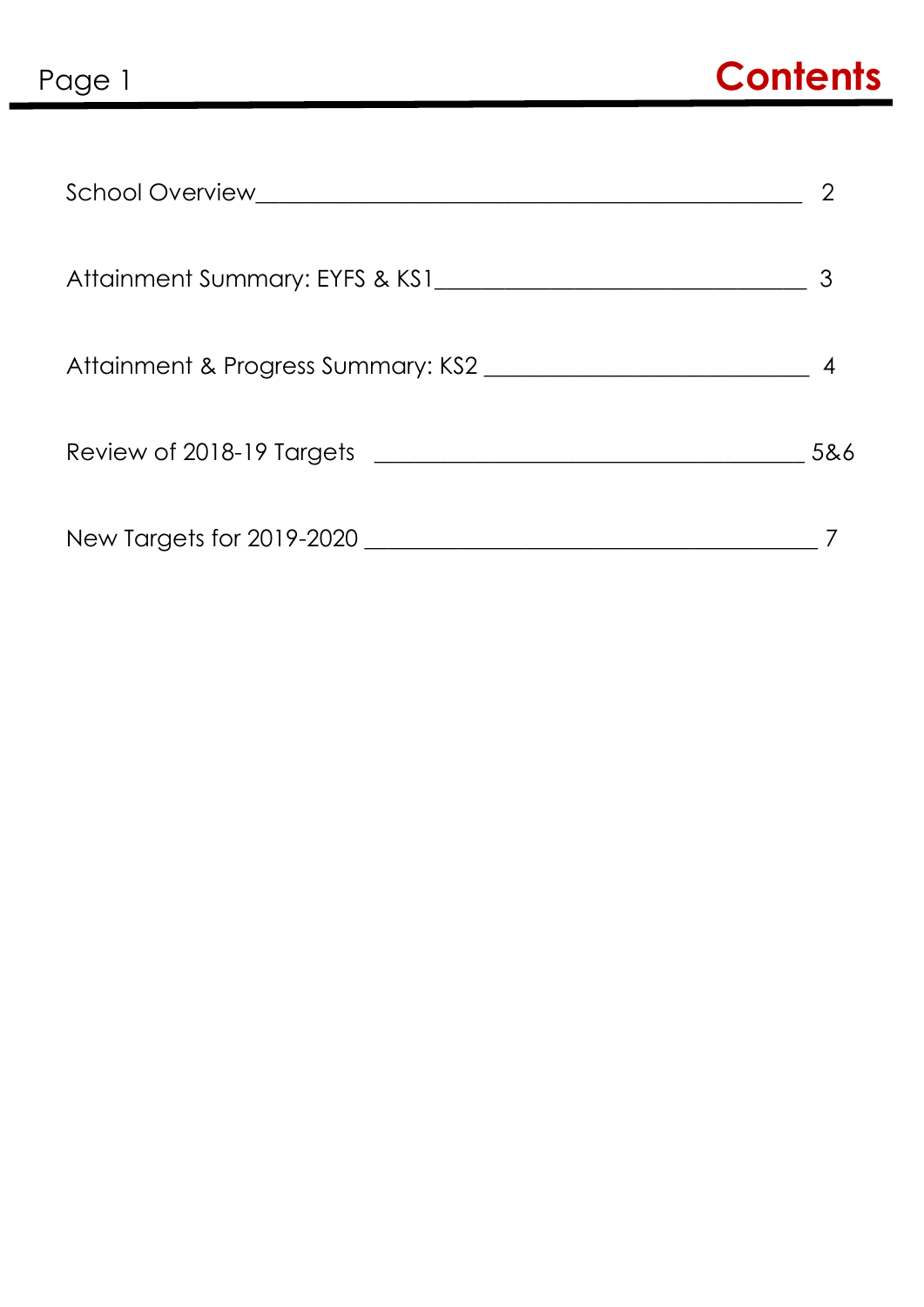# Contents

| Section | Page |
| --- | --- |
| School Overview | 2 |
| Attainment Summary: EYFS & KS1 | 3 |
| Attainment & Progress Summary: KS2 | 4 |
| Review of 2018-19 Targets | 5&6 |
| New Targets for 2019-2020 | 7 |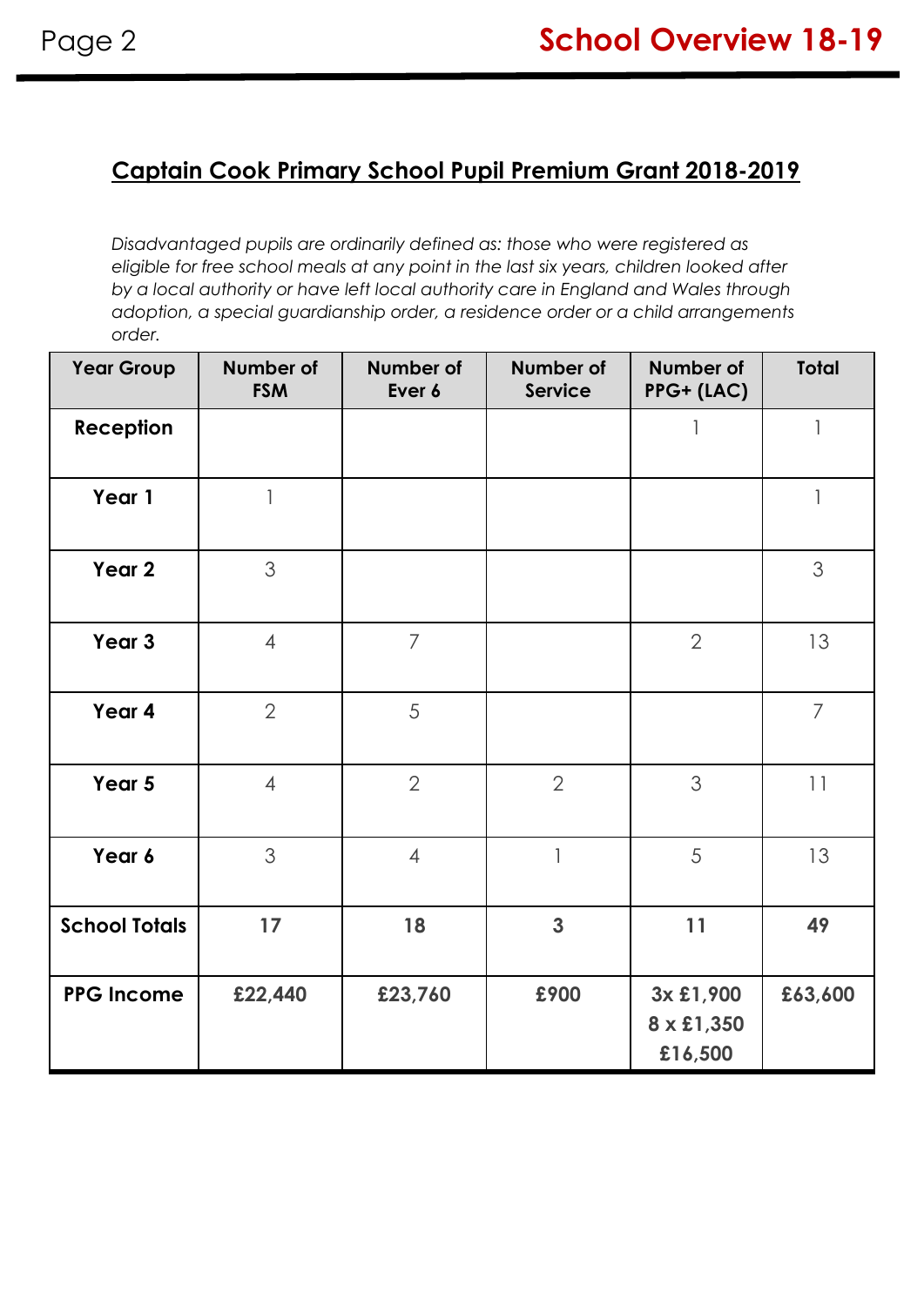## Captain Cook Primary School Pupil Premium Grant 2018-2019

*Disadvantaged pupils are ordinarily defined as: those who were registered as eligible for free school meals at any point in the last six years, children looked after by a local authority or have left local authority care in England and Wales through adoption, a special guardianship order, a residence order or a child arrangements order.*

| Year Group | Number of FSM | Number of Ever 6 | Number of Service | Number of PPG+ (LAC) | Total |
|---|---|---|---|---|---|
| **Reception** | | | | 1 | 1 |
| **Year 1** | 1 | | | | 1 |
| **Year 2** | 3 | | | | 3 |
| **Year 3** | 4 | 7 | | 2 | 13 |
| **Year 4** | 2 | 5 | | | 7 |
| **Year 5** | 4 | 2 | 2 | 3 | 11 |
| **Year 6** | 3 | 4 | 1 | 5 | 13 |
| **School Totals** | **17** | **18** | **3** | **11** | **49** |
| **PPG Income** | **£22,440** | **£23,760** | **£900** | **3x £1,900 8 x £1,350 £16,500** | **£63,600** |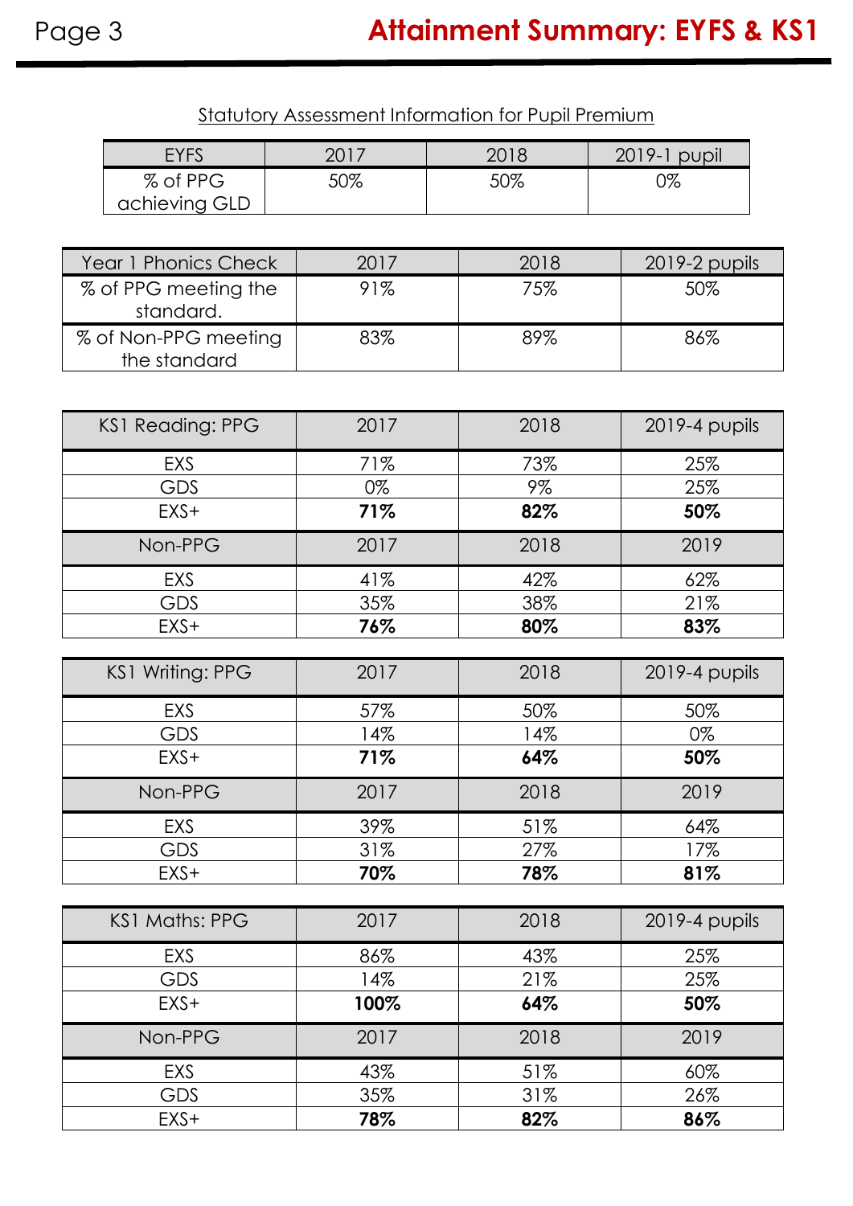# Attainment Summary: EYFS & KS1

Statutory Assessment Information for Pupil Premium

| EYFS | 2017 | 2018 | 2019-1 pupil |
|---|---|---|---|
| % of PPG achieving GLD | 50% | 50% | 0% |

| Year 1 Phonics Check | 2017 | 2018 | 2019-2 pupils |
|---|---|---|---|
| % of PPG meeting the standard. | 91% | 75% | 50% |
| % of Non-PPG meeting the standard | 83% | 89% | 86% |

| KS1 Reading: PPG | 2017 | 2018 | 2019-4 pupils |
|---|---|---|---|
| EXS | 71% | 73% | 25% |
| GDS | 0% | 9% | 25% |
| EXS+ | **71%** | **82%** | **50%** |
| Non-PPG | 2017 | 2018 | 2019 |
| EXS | 41% | 42% | 62% |
| GDS | 35% | 38% | 21% |
| EXS+ | **76%** | **80%** | **83%** |

| KS1 Writing: PPG | 2017 | 2018 | 2019-4 pupils |
|---|---|---|---|
| EXS | 57% | 50% | 50% |
| GDS | 14% | 14% | 0% |
| EXS+ | **71%** | **64%** | **50%** |
| Non-PPG | 2017 | 2018 | 2019 |
| EXS | 39% | 51% | 64% |
| GDS | 31% | 27% | 17% |
| EXS+ | **70%** | **78%** | **81%** |

| KS1 Maths: PPG | 2017 | 2018 | 2019-4 pupils |
|---|---|---|---|
| EXS | 86% | 43% | 25% |
| GDS | 14% | 21% | 25% |
| EXS+ | **100%** | **64%** | **50%** |
| Non-PPG | 2017 | 2018 | 2019 |
| EXS | 43% | 51% | 60% |
| GDS | 35% | 31% | 26% |
| EXS+ | **78%** | **82%** | **86%** |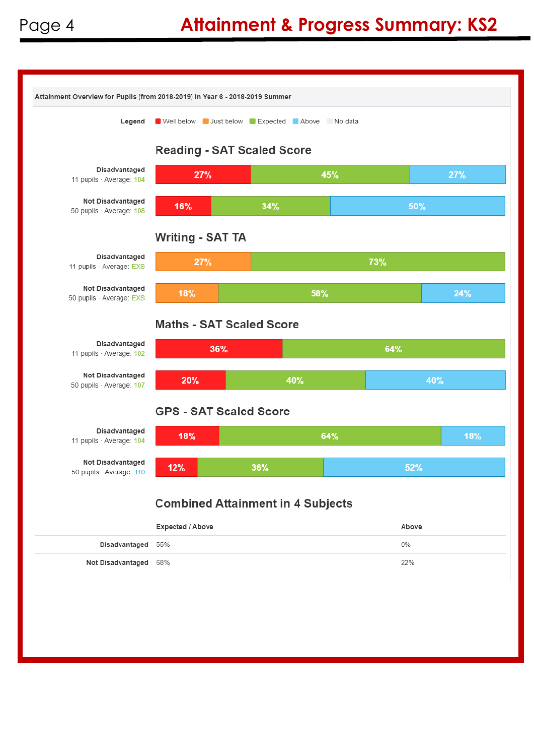# Attainment & Progress Summary: KS2

**Attainment Overview for Pupils (from 2018-2019) in Year 6 - 2018-2019 Summer**

**Legend:** Well below | Just below | Expected | Above | No data

## Reading - SAT Scaled Score

| Group | Well below | Just below | Expected | Above |
|---|---|---|---|---|
| **Disadvantaged** 11 pupils · Average: 104 | 27% | | 45% | 27% |
| **Not Disadvantaged** 50 pupils · Average: 108 | 16% | | 34% | 50% |

## Writing - SAT TA

| Group | Well below | Just below | Expected | Above |
|---|---|---|---|---|
| **Disadvantaged** 11 pupils · Average: EXS | | 27% | 73% | |
| **Not Disadvantaged** 50 pupils · Average: EXS | | 18% | 58% | 24% |

## Maths - SAT Scaled Score

| Group | Well below | Just below | Expected | Above |
|---|---|---|---|---|
| **Disadvantaged** 11 pupils · Average: 102 | 36% | | 64% | |
| **Not Disadvantaged** 50 pupils · Average: 107 | 20% | | 40% | 40% |

## GPS - SAT Scaled Score

| Group | Well below | Just below | Expected | Above |
|---|---|---|---|---|
| **Disadvantaged** 11 pupils · Average: 104 | 18% | | 64% | 18% |
| **Not Disadvantaged** 50 pupils · Average: 110 | 12% | | 36% | 52% |

## Combined Attainment in 4 Subjects

| | Expected / Above | Above |
|---|---|---|
| **Disadvantaged** | 55% | 0% |
| **Not Disadvantaged** | 68% | 22% |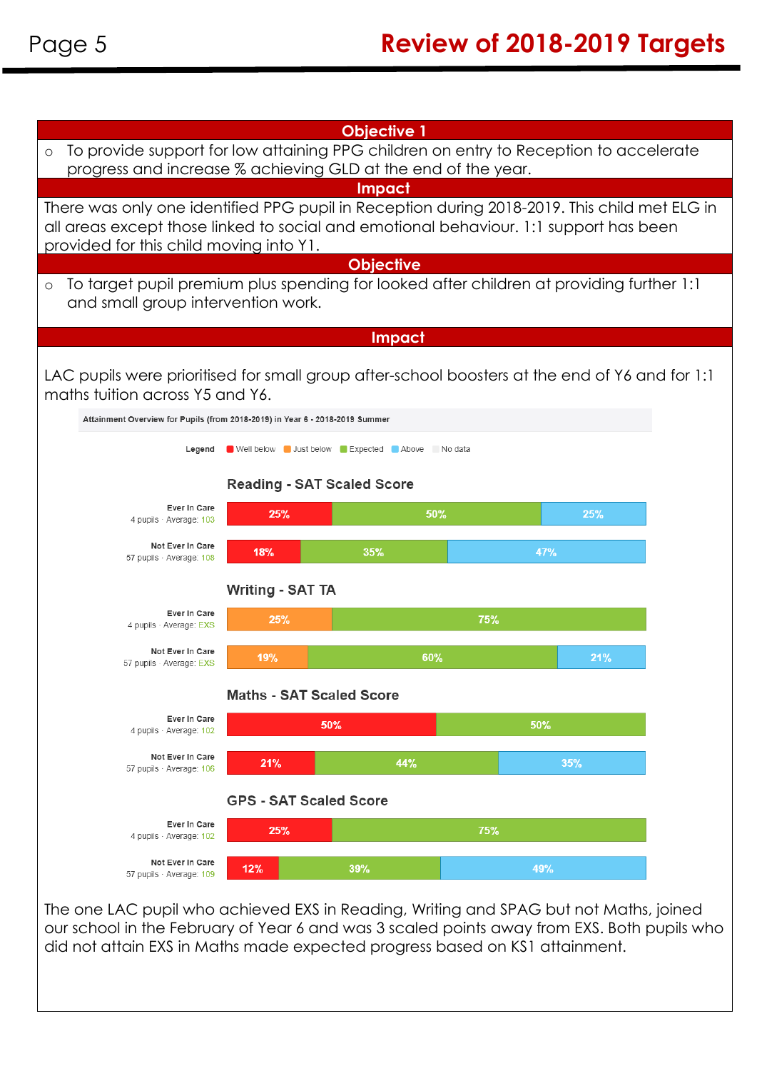# Review of 2018-2019 Targets

| Objective 1 |
|---|
| ○ To provide support for low attaining PPG children on entry to Reception to accelerate progress and increase % achieving GLD at the end of the year. |
| **Impact** |
| There was only one identified PPG pupil in Reception during 2018-2019. This child met ELG in all areas except those linked to social and emotional behaviour. 1:1 support has been provided for this child moving into Y1. |
| **Objective** |
| ○ To target pupil premium plus spending for looked after children at providing further 1:1 and small group intervention work. |
| **Impact** |

LAC pupils were prioritised for small group after-school boosters at the end of Y6 and for 1:1 maths tuition across Y5 and Y6.

**Attainment Overview for Pupils (from 2018-2019) in Year 6 - 2018-2019 Summer**

Legend: Well below, Just below, Expected, Above, No data

**Reading - SAT Scaled Score**

| Group | Pupils | Average | Well below | Just below | Expected | Above |
|---|---|---|---|---|---|---|
| Ever In Care | 4 pupils | 103 | 25% | | 50% | 25% |
| Not Ever In Care | 57 pupils | 108 | 18% | | 35% | 47% |

**Writing - SAT TA**

| Group | Pupils | Average | Well below | Just below | Expected | Above |
|---|---|---|---|---|---|---|
| Ever In Care | 4 pupils | EXS | | 25% | 75% | |
| Not Ever In Care | 57 pupils | EXS | | 19% | 60% | 21% |

**Maths - SAT Scaled Score**

| Group | Pupils | Average | Well below | Just below | Expected | Above |
|---|---|---|---|---|---|---|
| Ever In Care | 4 pupils | 102 | 50% | | 50% | |
| Not Ever In Care | 57 pupils | 106 | 21% | | 44% | 35% |

**GPS - SAT Scaled Score**

| Group | Pupils | Average | Well below | Just below | Expected | Above |
|---|---|---|---|---|---|---|
| Ever In Care | 4 pupils | 102 | 25% | | 75% | |
| Not Ever In Care | 57 pupils | 109 | 12% | | 39% | 49% |

The one LAC pupil who achieved EXS in Reading, Writing and SPAG but not Maths, joined our school in the February of Year 6 and was 3 scaled points away from EXS. Both pupils who did not attain EXS in Maths made expected progress based on KS1 attainment.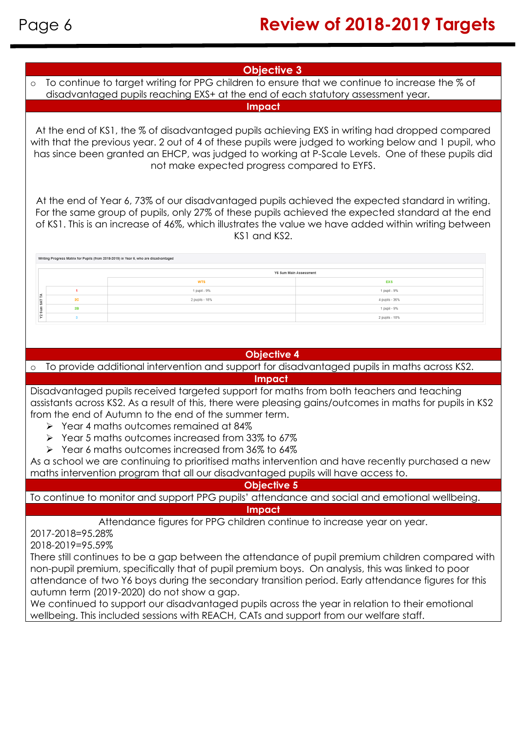# Review of 2018-2019 Targets

## Objective 3

- To continue to target writing for PPG children to ensure that we continue to increase the % of disadvantaged pupils reaching EXS+ at the end of each statutory assessment year.

### Impact

At the end of KS1, the % of disadvantaged pupils achieving EXS in writing had dropped compared with that the previous year. 2 out of 4 of these pupils were judged to working below and 1 pupil, who has since been granted an EHCP, was judged to working at P-Scale Levels. One of these pupils did not make expected progress compared to EYFS.

At the end of Year 6, 73% of our disadvantaged pupils achieved the expected standard in writing. For the same group of pupils, only 27% of these pupils achieved the expected standard at the end of KS1. This is an increase of 46%, which illustrates the value we have added within writing between KS1 and KS2.

Writing Progress Matrix for Pupils (from 2018-2019) in Year 6, who are disadvantaged

| | | Y6 Sum Main Assessment | |
|---|---|---|---|
| | | WTS | EXS |
| Y2 Sum SAT TA | 1 | 1 pupil - 9% | 1 pupil - 9% |
| | 2C | 2 pupils - 18% | 4 pupils - 36% |
| | 2B | | 1 pupil - 9% |
| | 3 | | 2 pupils - 18% |

## Objective 4

- To provide additional intervention and support for disadvantaged pupils in maths across KS2.

### Impact

Disadvantaged pupils received targeted support for maths from both teachers and teaching assistants across KS2. As a result of this, there were pleasing gains/outcomes in maths for pupils in KS2 from the end of Autumn to the end of the summer term.

- Year 4 maths outcomes remained at 84%
- Year 5 maths outcomes increased from 33% to 67%
- Year 6 maths outcomes increased from 36% to 64%

As a school we are continuing to prioritised maths intervention and have recently purchased a new maths intervention program that all our disadvantaged pupils will have access to.

## Objective 5

To continue to monitor and support PPG pupils' attendance and social and emotional wellbeing.

### Impact

Attendance figures for PPG children continue to increase year on year.

2017-2018=95.28%

2018-2019=95.59%

There still continues to be a gap between the attendance of pupil premium children compared with non-pupil premium, specifically that of pupil premium boys. On analysis, this was linked to poor attendance of two Y6 boys during the secondary transition period. Early attendance figures for this autumn term (2019-2020) do not show a gap.

We continued to support our disadvantaged pupils across the year in relation to their emotional wellbeing. This included sessions with REACH, CATs and support from our welfare staff.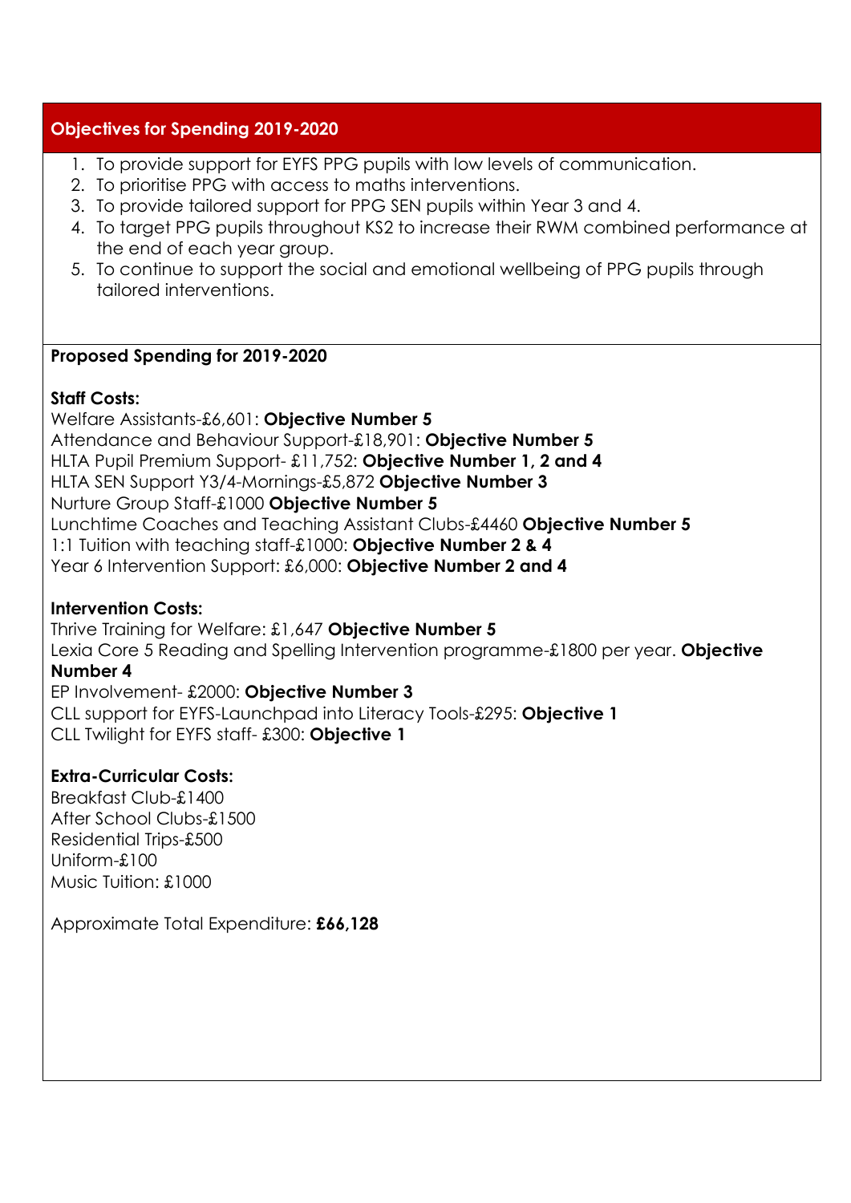## Objectives for Spending 2019-2020

1. To provide support for EYFS PPG pupils with low levels of communication.
2. To prioritise PPG with access to maths interventions.
3. To provide tailored support for PPG SEN pupils within Year 3 and 4.
4. To target PPG pupils throughout KS2 to increase their RWM combined performance at the end of each year group.
5. To continue to support the social and emotional wellbeing of PPG pupils through tailored interventions.

### Proposed Spending for 2019-2020

**Staff Costs:**

Welfare Assistants-£6,601: **Objective Number 5**
Attendance and Behaviour Support-£18,901: **Objective Number 5**
HLTA Pupil Premium Support- £11,752: **Objective Number 1, 2 and 4**
HLTA SEN Support Y3/4-Mornings-£5,872 **Objective Number 3**
Nurture Group Staff-£1000 **Objective Number 5**
Lunchtime Coaches and Teaching Assistant Clubs-£4460 **Objective Number 5**
1:1 Tuition with teaching staff-£1000: **Objective Number 2 & 4**
Year 6 Intervention Support: £6,000: **Objective Number 2 and 4**

**Intervention Costs:**

Thrive Training for Welfare: £1,647 **Objective Number 5**
Lexia Core 5 Reading and Spelling Intervention programme-£1800 per year. **Objective Number 4**
EP Involvement- £2000: **Objective Number 3**
CLL support for EYFS-Launchpad into Literacy Tools-£295: **Objective 1**
CLL Twilight for EYFS staff- £300: **Objective 1**

**Extra-Curricular Costs:**

Breakfast Club-£1400
After School Clubs-£1500
Residential Trips-£500
Uniform-£100
Music Tuition: £1000

Approximate Total Expenditure: **£66,128**